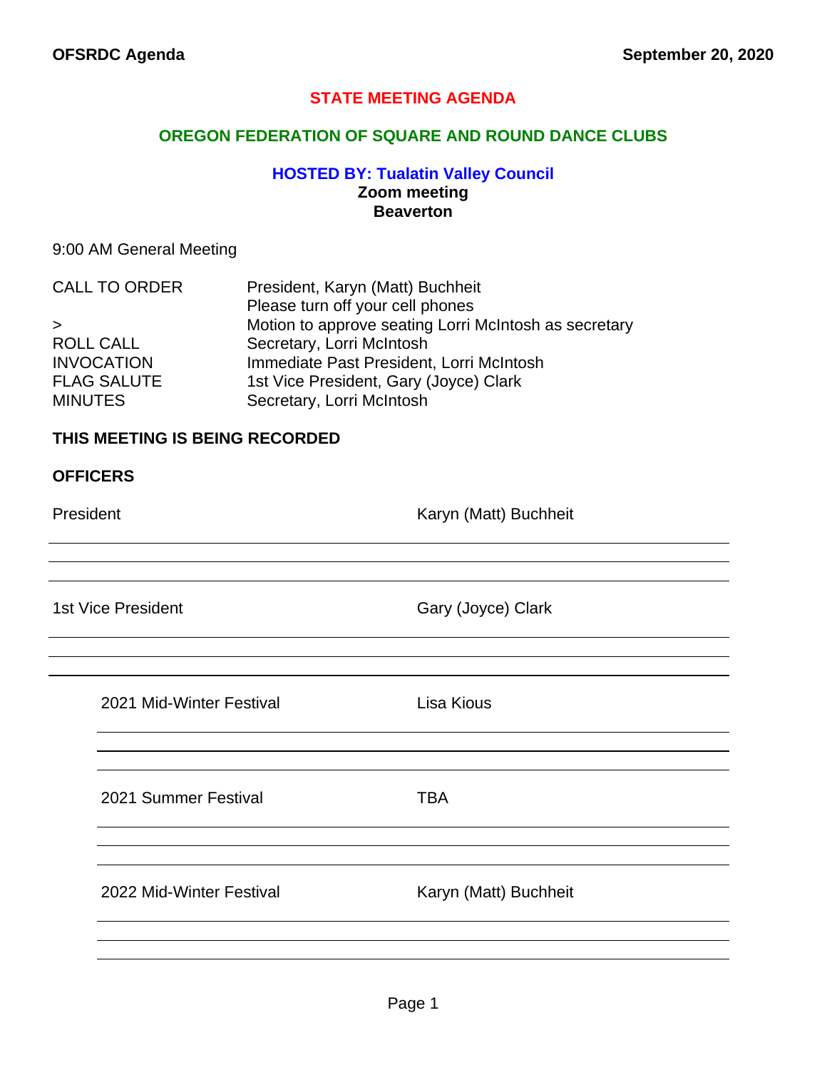**OFSRDC Agenda** **September 20, 2020**

# STATE MEETING AGENDA

## OREGON FEDERATION OF SQUARE AND ROUND DANCE CLUBS

### HOSTED BY: Tualatin Valley Council

**Zoom meeting**
**Beaverton**

9:00 AM General Meeting

| | |
|---|---|
| CALL TO ORDER | President, Karyn (Matt) Buchheit |
| | Please turn off your cell phones |
| > | Motion to approve seating Lorri McIntosh as secretary |
| ROLL CALL | Secretary, Lorri McIntosh |
| INVOCATION | Immediate Past President, Lorri McIntosh |
| FLAG SALUTE | 1st Vice President, Gary (Joyce) Clark |
| MINUTES | Secretary, Lorri McIntosh |

**THIS MEETING IS BEING RECORDED**

**OFFICERS**

| | |
|---|---|
| President | Karyn (Matt) Buchheit |
| 1st Vice President | Gary (Joyce) Clark |
| 2021 Mid-Winter Festival | Lisa Kious |
| 2021 Summer Festival | TBA |
| 2022 Mid-Winter Festival | Karyn (Matt) Buchheit |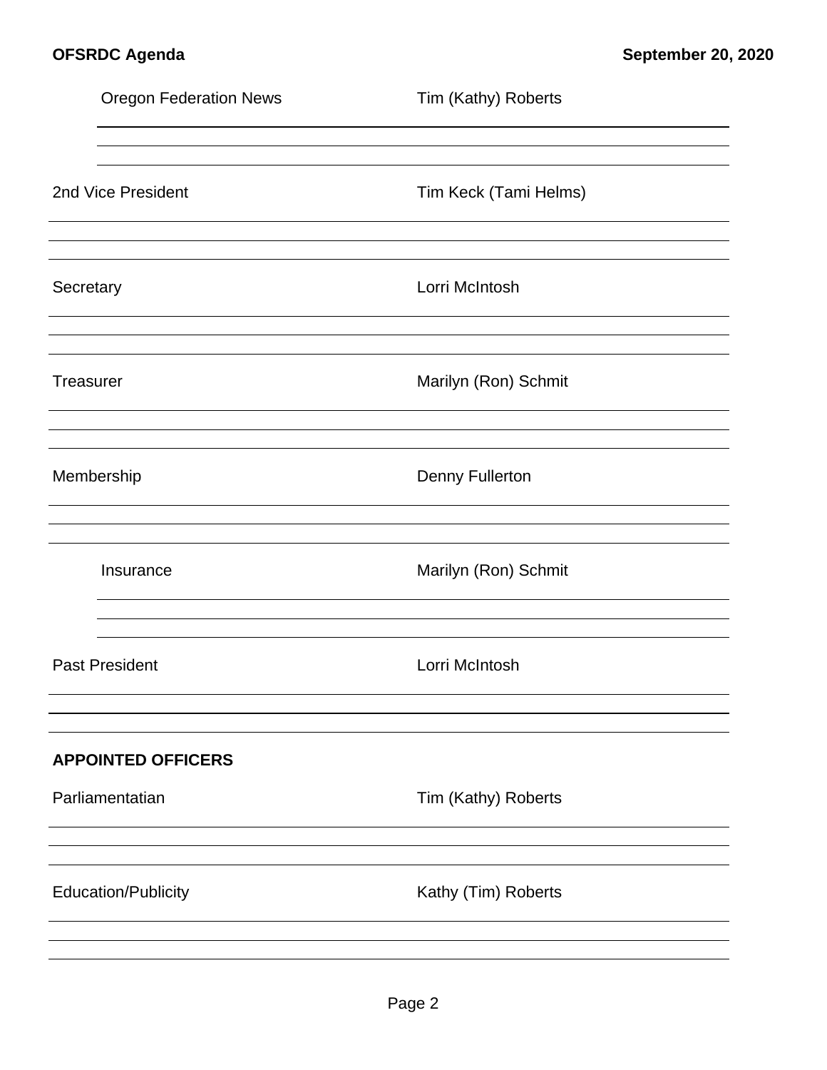Oregon Federation News — Tim (Kathy) Roberts

2nd Vice President — Tim Keck (Tami Helms)

Secretary — Lorri McIntosh

Treasurer — Marilyn (Ron) Schmit

Membership — Denny Fullerton

Insurance — Marilyn (Ron) Schmit

Past President — Lorri McIntosh

**APPOINTED OFFICERS**

Parliamentatian — Tim (Kathy) Roberts

Education/Publicity — Kathy (Tim) Roberts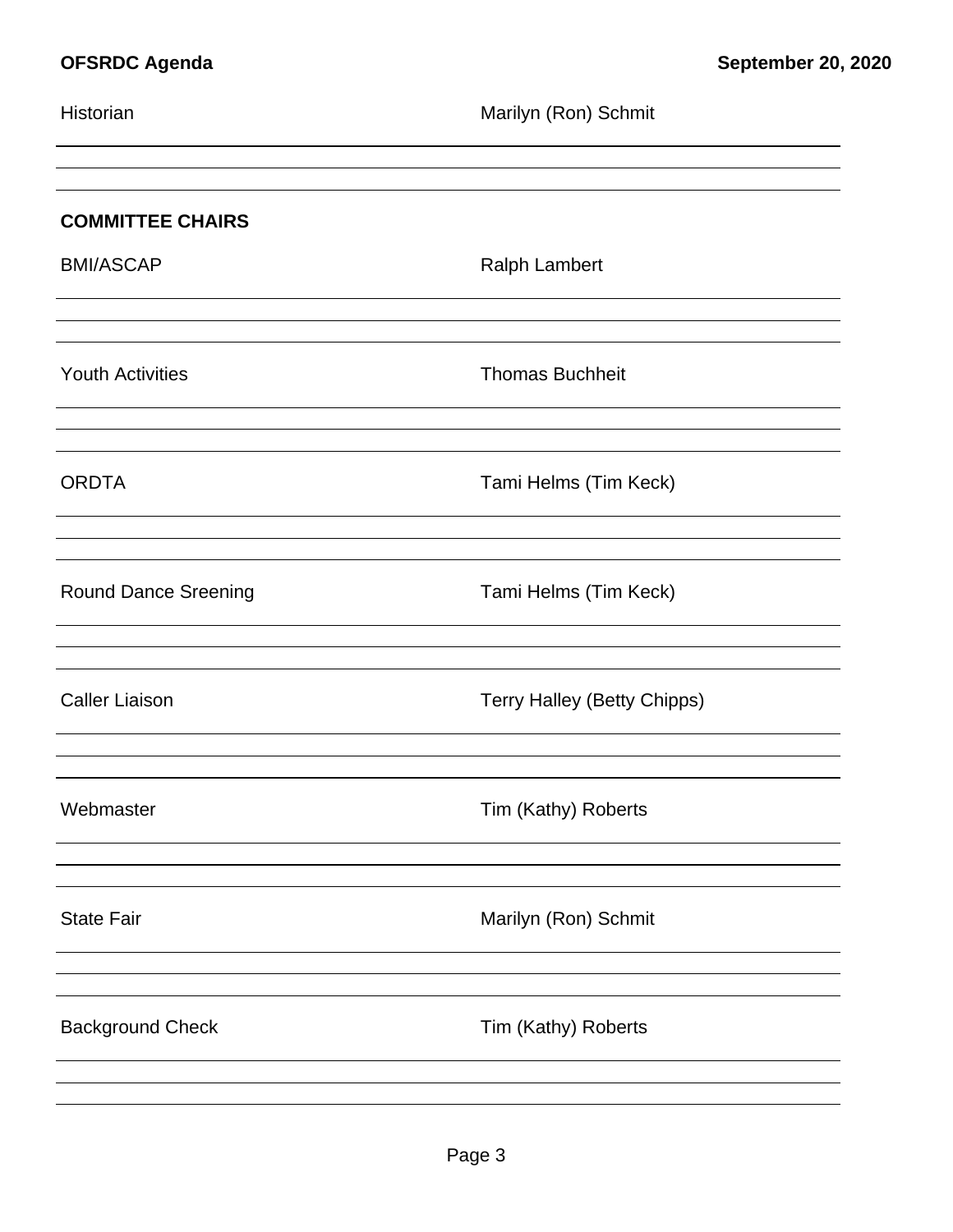Historian — Marilyn (Ron) Schmit

## COMMITTEE CHAIRS

BMI/ASCAP — Ralph Lambert

Youth Activities — Thomas Buchheit

ORDTA — Tami Helms (Tim Keck)

Round Dance Sreening — Tami Helms (Tim Keck)

Caller Liaison — Terry Halley (Betty Chipps)

Webmaster — Tim (Kathy) Roberts

State Fair — Marilyn (Ron) Schmit

Background Check — Tim (Kathy) Roberts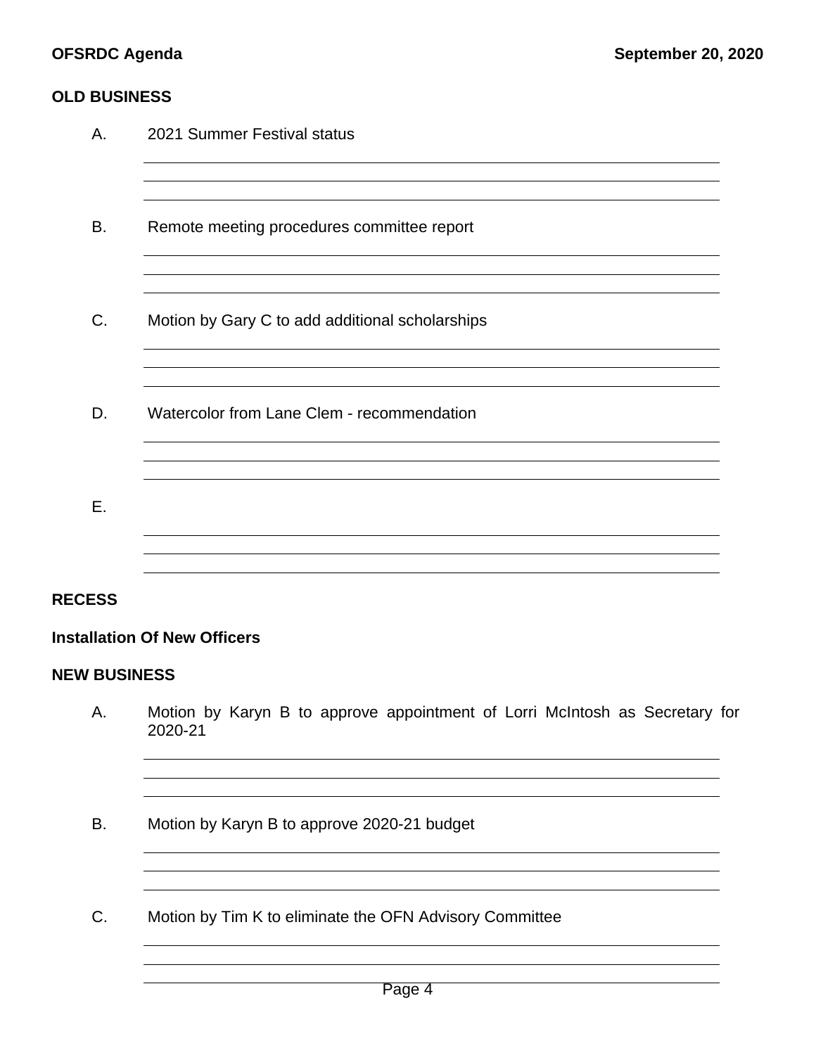## OLD BUSINESS

A. 2021 Summer Festival status

B. Remote meeting procedures committee report

C. Motion by Gary C to add additional scholarships

D. Watercolor from Lane Clem - recommendation

E.

## RECESS

## Installation Of New Officers

## NEW BUSINESS

A. Motion by Karyn B to approve appointment of Lorri McIntosh as Secretary for 2020-21

B. Motion by Karyn B to approve 2020-21 budget

C. Motion by Tim K to eliminate the OFN Advisory Committee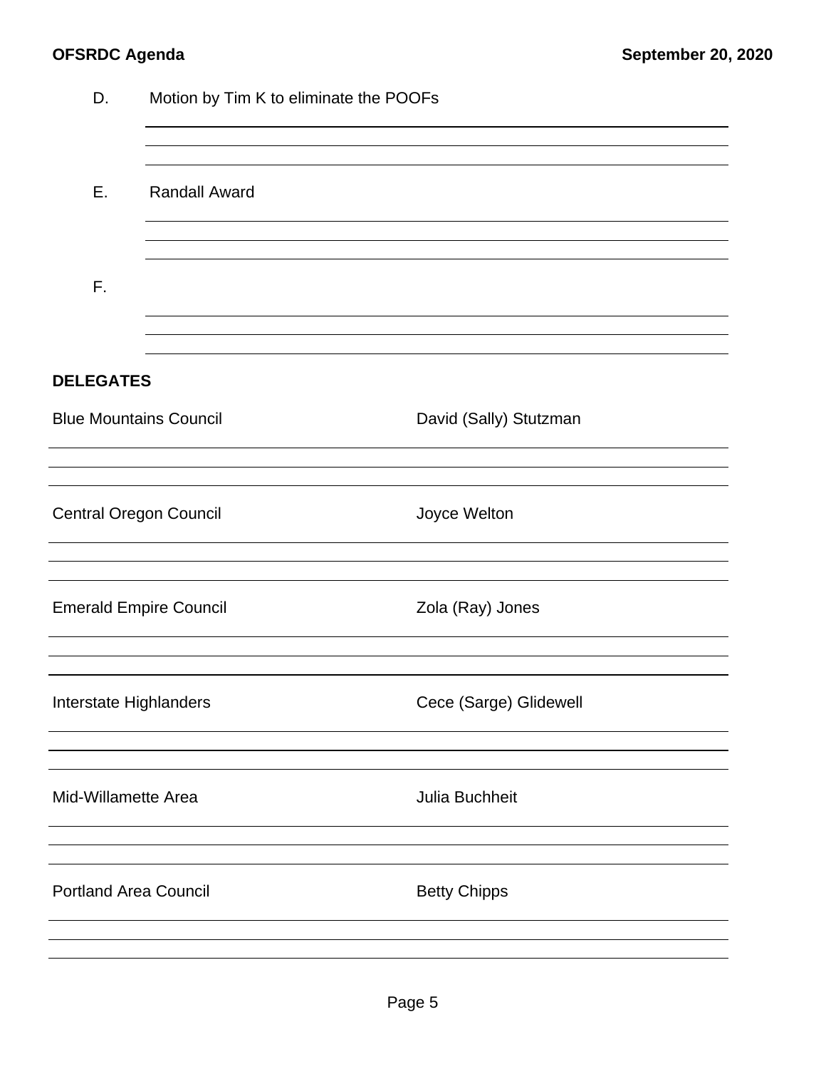D. Motion by Tim K to eliminate the POOFs

E. Randall Award

F.

## DELEGATES

| Council | Delegate |
|---|---|
| Blue Mountains Council | David (Sally) Stutzman |
| Central Oregon Council | Joyce Welton |
| Emerald Empire Council | Zola (Ray) Jones |
| Interstate Highlanders | Cece (Sarge) Glidewell |
| Mid-Willamette Area | Julia Buchheit |
| Portland Area Council | Betty Chipps |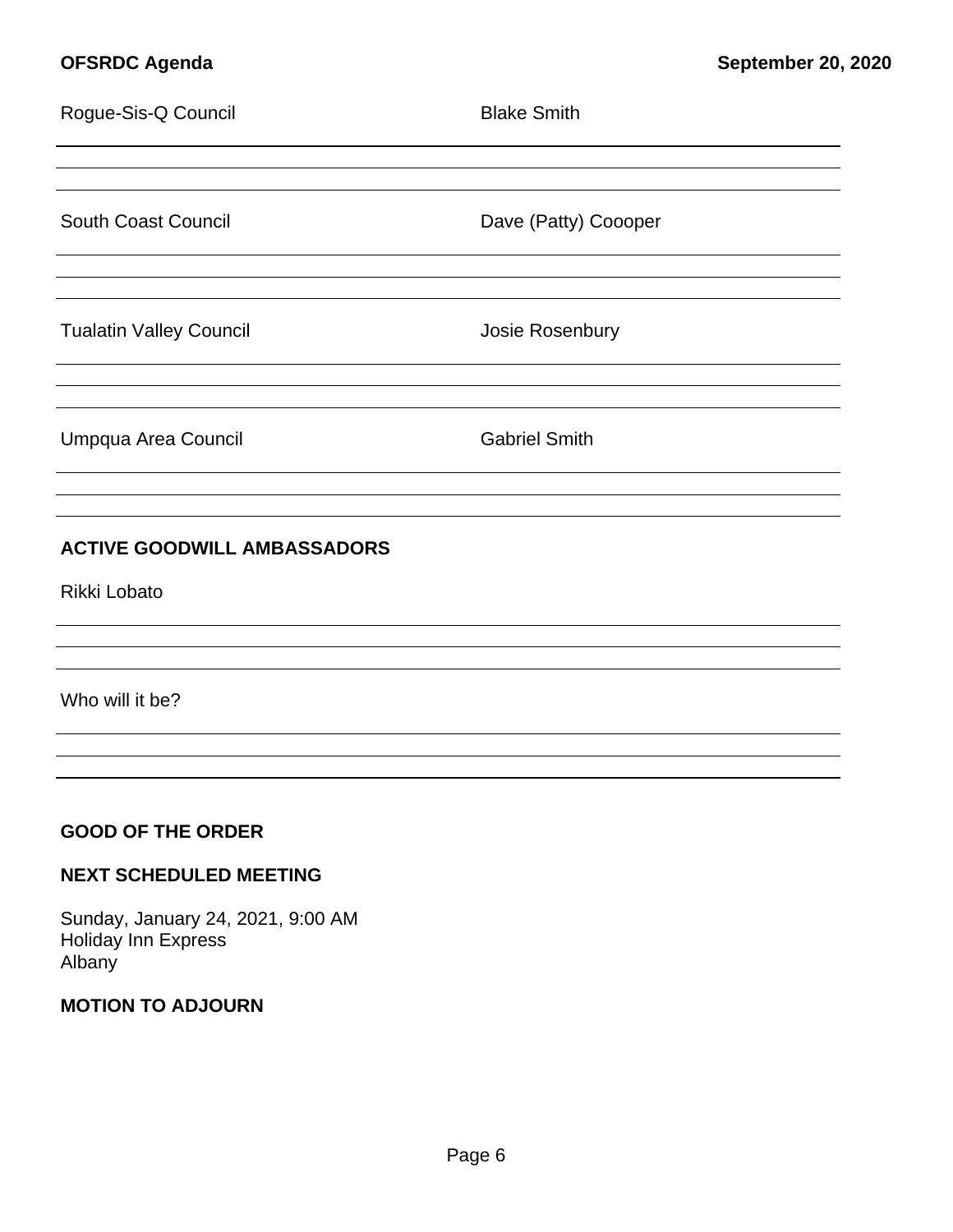Rogue-Sis-Q Council — Blake Smith

South Coast Council — Dave (Patty) Coooper

Tualatin Valley Council — Josie Rosenbury

Umpqua Area Council — Gabriel Smith

## ACTIVE GOODWILL AMBASSADORS

Rikki Lobato

Who will it be?

## GOOD OF THE ORDER

## NEXT SCHEDULED MEETING

Sunday, January 24, 2021, 9:00 AM
Holiday Inn Express
Albany

## MOTION TO ADJOURN